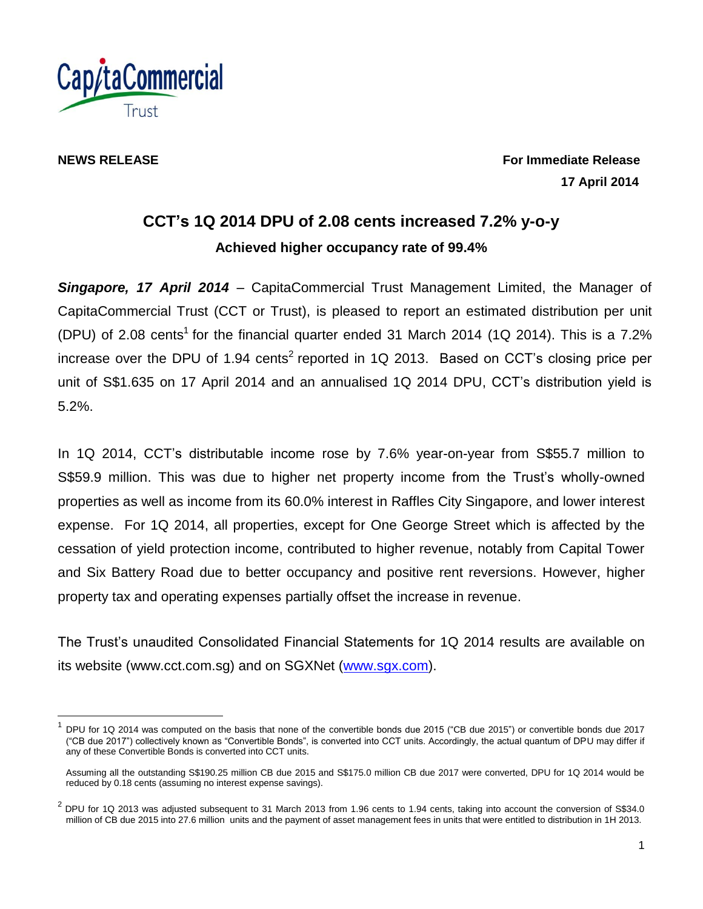**NEWS RELEASE**

**For Immediate Release**
**17 April 2014**

# CCT's 1Q 2014 DPU of 2.08 cents increased 7.2% y-o-y

### Achieved higher occupancy rate of 99.4%

***Singapore, 17 April 2014*** – CapitaCommercial Trust Management Limited, the Manager of CapitaCommercial Trust (CCT or Trust), is pleased to report an estimated distribution per unit (DPU) of 2.08 cents[1] for the financial quarter ended 31 March 2014 (1Q 2014). This is a 7.2% increase over the DPU of 1.94 cents[2] reported in 1Q 2013. Based on CCT's closing price per unit of S$1.635 on 17 April 2014 and an annualised 1Q 2014 DPU, CCT's distribution yield is 5.2%.

In 1Q 2014, CCT's distributable income rose by 7.6% year-on-year from S$55.7 million to S$59.9 million. This was due to higher net property income from the Trust's wholly-owned properties as well as income from its 60.0% interest in Raffles City Singapore, and lower interest expense. For 1Q 2014, all properties, except for One George Street which is affected by the cessation of yield protection income, contributed to higher revenue, notably from Capital Tower and Six Battery Road due to better occupancy and positive rent reversions. However, higher property tax and operating expenses partially offset the increase in revenue.

The Trust's unaudited Consolidated Financial Statements for 1Q 2014 results are available on its website (www.cct.com.sg) and on SGXNet (www.sgx.com).

---

[1] DPU for 1Q 2014 was computed on the basis that none of the convertible bonds due 2015 ("CB due 2015") or convertible bonds due 2017 ("CB due 2017") collectively known as "Convertible Bonds", is converted into CCT units. Accordingly, the actual quantum of DPU may differ if any of these Convertible Bonds is converted into CCT units.

Assuming all the outstanding S$190.25 million CB due 2015 and S$175.0 million CB due 2017 were converted, DPU for 1Q 2014 would be reduced by 0.18 cents (assuming no interest expense savings).

[2] DPU for 1Q 2013 was adjusted subsequent to 31 March 2013 from 1.96 cents to 1.94 cents, taking into account the conversion of S$34.0 million of CB due 2015 into 27.6 million units and the payment of asset management fees in units that were entitled to distribution in 1H 2013.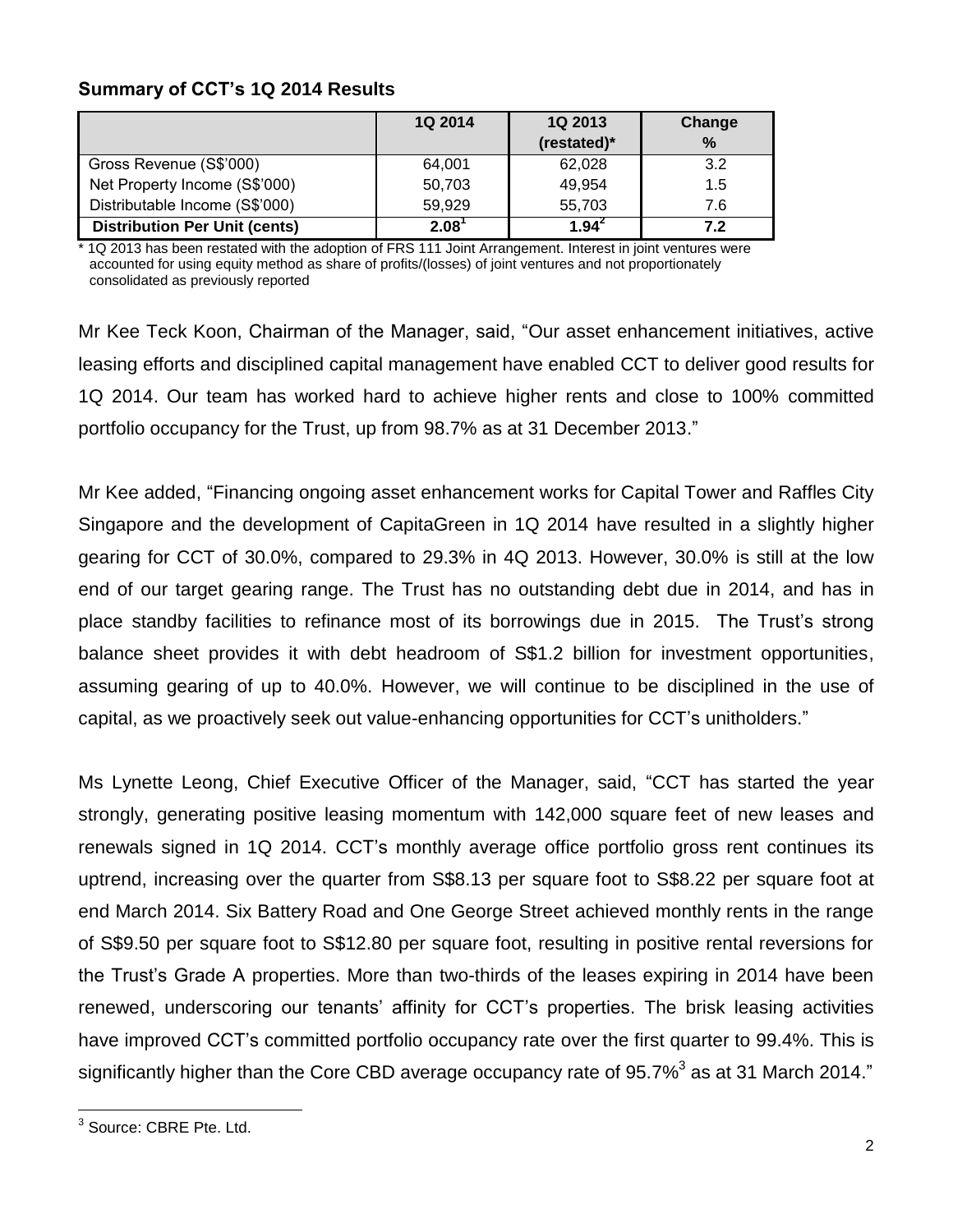### Summary of CCT's 1Q 2014 Results

| | 1Q 2014 | 1Q 2013 (restated)* | Change % |
|---|---|---|---|
| Gross Revenue (S$'000) | 64,001 | 62,028 | 3.2 |
| Net Property Income (S$'000) | 50,703 | 49,954 | 1.5 |
| Distributable Income (S$'000) | 59,929 | 55,703 | 7.6 |
| **Distribution Per Unit (cents)** | **2.08**[1] | **1.94**[2] | **7.2** |

* 1Q 2013 has been restated with the adoption of FRS 111 Joint Arrangement. Interest in joint ventures were accounted for using equity method as share of profits/(losses) of joint ventures and not proportionately consolidated as previously reported

Mr Kee Teck Koon, Chairman of the Manager, said, "Our asset enhancement initiatives, active leasing efforts and disciplined capital management have enabled CCT to deliver good results for 1Q 2014. Our team has worked hard to achieve higher rents and close to 100% committed portfolio occupancy for the Trust, up from 98.7% as at 31 December 2013."

Mr Kee added, "Financing ongoing asset enhancement works for Capital Tower and Raffles City Singapore and the development of CapitaGreen in 1Q 2014 have resulted in a slightly higher gearing for CCT of 30.0%, compared to 29.3% in 4Q 2013. However, 30.0% is still at the low end of our target gearing range. The Trust has no outstanding debt due in 2014, and has in place standby facilities to refinance most of its borrowings due in 2015. The Trust's strong balance sheet provides it with debt headroom of S$1.2 billion for investment opportunities, assuming gearing of up to 40.0%. However, we will continue to be disciplined in the use of capital, as we proactively seek out value-enhancing opportunities for CCT's unitholders."

Ms Lynette Leong, Chief Executive Officer of the Manager, said, "CCT has started the year strongly, generating positive leasing momentum with 142,000 square feet of new leases and renewals signed in 1Q 2014. CCT's monthly average office portfolio gross rent continues its uptrend, increasing over the quarter from S$8.13 per square foot to S$8.22 per square foot at end March 2014. Six Battery Road and One George Street achieved monthly rents in the range of S$9.50 per square foot to S$12.80 per square foot, resulting in positive rental reversions for the Trust's Grade A properties. More than two-thirds of the leases expiring in 2014 have been renewed, underscoring our tenants' affinity for CCT's properties. The brisk leasing activities have improved CCT's committed portfolio occupancy rate over the first quarter to 99.4%. This is significantly higher than the Core CBD average occupancy rate of 95.7%[3] as at 31 March 2014."

[3] Source: CBRE Pte. Ltd.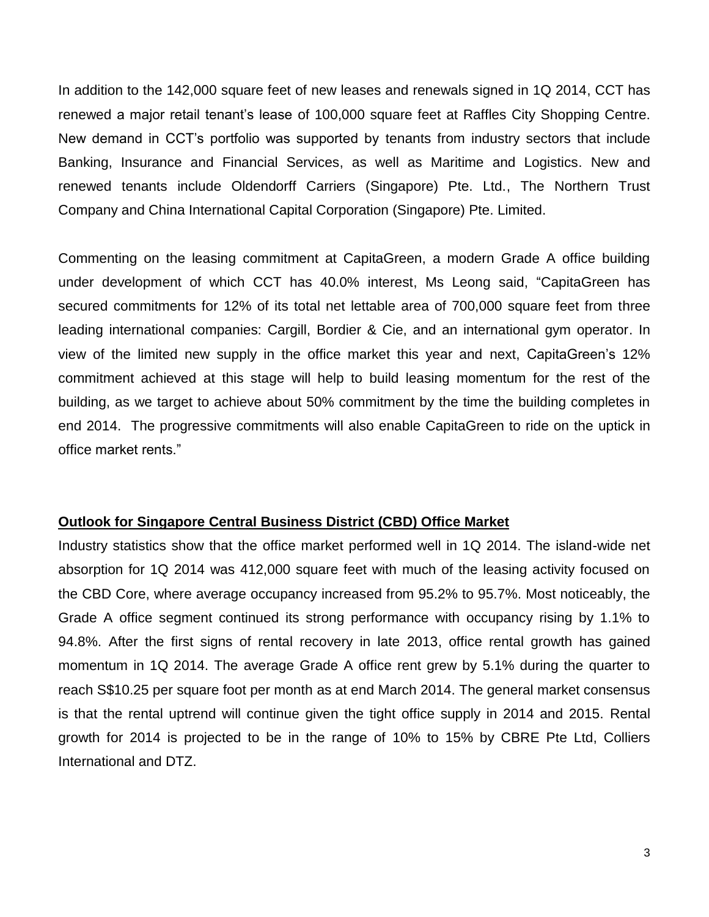In addition to the 142,000 square feet of new leases and renewals signed in 1Q 2014, CCT has renewed a major retail tenant's lease of 100,000 square feet at Raffles City Shopping Centre. New demand in CCT's portfolio was supported by tenants from industry sectors that include Banking, Insurance and Financial Services, as well as Maritime and Logistics. New and renewed tenants include Oldendorff Carriers (Singapore) Pte. Ltd., The Northern Trust Company and China International Capital Corporation (Singapore) Pte. Limited.

Commenting on the leasing commitment at CapitaGreen, a modern Grade A office building under development of which CCT has 40.0% interest, Ms Leong said, "CapitaGreen has secured commitments for 12% of its total net lettable area of 700,000 square feet from three leading international companies: Cargill, Bordier & Cie, and an international gym operator. In view of the limited new supply in the office market this year and next, CapitaGreen's 12% commitment achieved at this stage will help to build leasing momentum for the rest of the building, as we target to achieve about 50% commitment by the time the building completes in end 2014. The progressive commitments will also enable CapitaGreen to ride on the uptick in office market rents."

**Outlook for Singapore Central Business District (CBD) Office Market**

Industry statistics show that the office market performed well in 1Q 2014. The island-wide net absorption for 1Q 2014 was 412,000 square feet with much of the leasing activity focused on the CBD Core, where average occupancy increased from 95.2% to 95.7%. Most noticeably, the Grade A office segment continued its strong performance with occupancy rising by 1.1% to 94.8%. After the first signs of rental recovery in late 2013, office rental growth has gained momentum in 1Q 2014. The average Grade A office rent grew by 5.1% during the quarter to reach S$10.25 per square foot per month as at end March 2014. The general market consensus is that the rental uptrend will continue given the tight office supply in 2014 and 2015. Rental growth for 2014 is projected to be in the range of 10% to 15% by CBRE Pte Ltd, Colliers International and DTZ.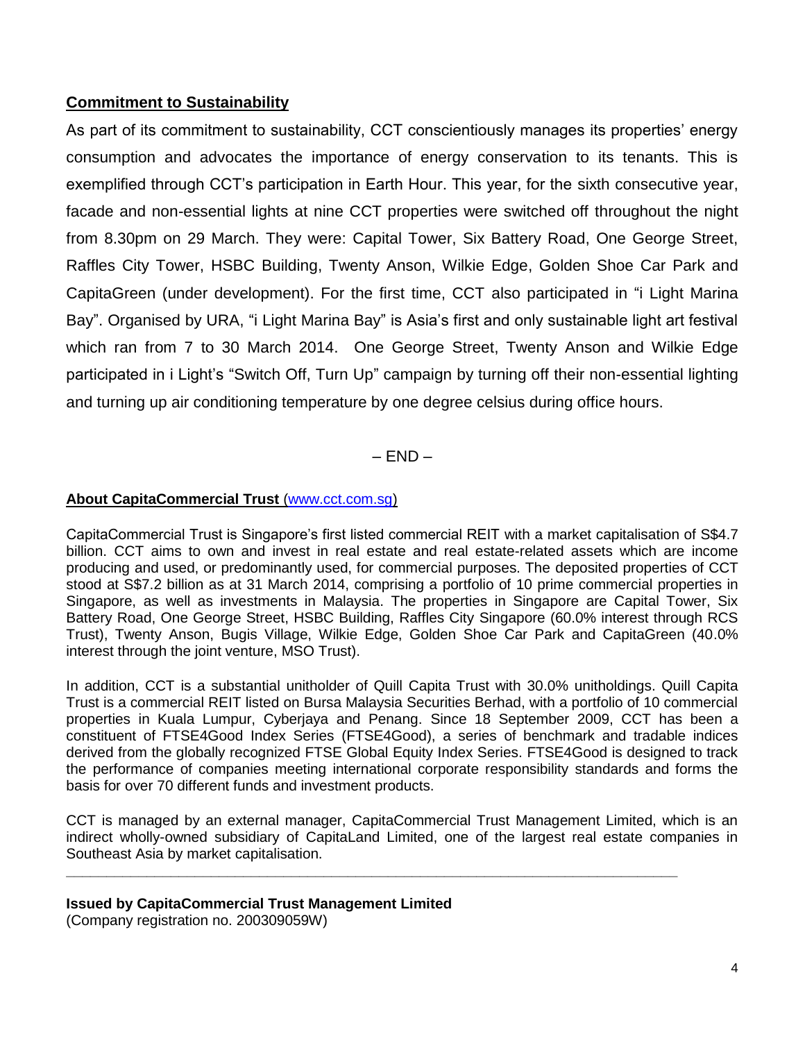## Commitment to Sustainability

As part of its commitment to sustainability, CCT conscientiously manages its properties' energy consumption and advocates the importance of energy conservation to its tenants. This is exemplified through CCT's participation in Earth Hour. This year, for the sixth consecutive year, facade and non-essential lights at nine CCT properties were switched off throughout the night from 8.30pm on 29 March. They were: Capital Tower, Six Battery Road, One George Street, Raffles City Tower, HSBC Building, Twenty Anson, Wilkie Edge, Golden Shoe Car Park and CapitaGreen (under development). For the first time, CCT also participated in "i Light Marina Bay". Organised by URA, "i Light Marina Bay" is Asia's first and only sustainable light art festival which ran from 7 to 30 March 2014. One George Street, Twenty Anson and Wilkie Edge participated in i Light's "Switch Off, Turn Up" campaign by turning off their non-essential lighting and turning up air conditioning temperature by one degree celsius during office hours.

– END –

**About CapitaCommercial Trust** (www.cct.com.sg)

CapitaCommercial Trust is Singapore's first listed commercial REIT with a market capitalisation of S$4.7 billion. CCT aims to own and invest in real estate and real estate-related assets which are income producing and used, or predominantly used, for commercial purposes. The deposited properties of CCT stood at S$7.2 billion as at 31 March 2014, comprising a portfolio of 10 prime commercial properties in Singapore, as well as investments in Malaysia. The properties in Singapore are Capital Tower, Six Battery Road, One George Street, HSBC Building, Raffles City Singapore (60.0% interest through RCS Trust), Twenty Anson, Bugis Village, Wilkie Edge, Golden Shoe Car Park and CapitaGreen (40.0% interest through the joint venture, MSO Trust).

In addition, CCT is a substantial unitholder of Quill Capita Trust with 30.0% unitholdings. Quill Capita Trust is a commercial REIT listed on Bursa Malaysia Securities Berhad, with a portfolio of 10 commercial properties in Kuala Lumpur, Cyberjaya and Penang. Since 18 September 2009, CCT has been a constituent of FTSE4Good Index Series (FTSE4Good), a series of benchmark and tradable indices derived from the globally recognized FTSE Global Equity Index Series. FTSE4Good is designed to track the performance of companies meeting international corporate responsibility standards and forms the basis for over 70 different funds and investment products.

CCT is managed by an external manager, CapitaCommercial Trust Management Limited, which is an indirect wholly-owned subsidiary of CapitaLand Limited, one of the largest real estate companies in Southeast Asia by market capitalisation.

---

**Issued by CapitaCommercial Trust Management Limited**
(Company registration no. 200309059W)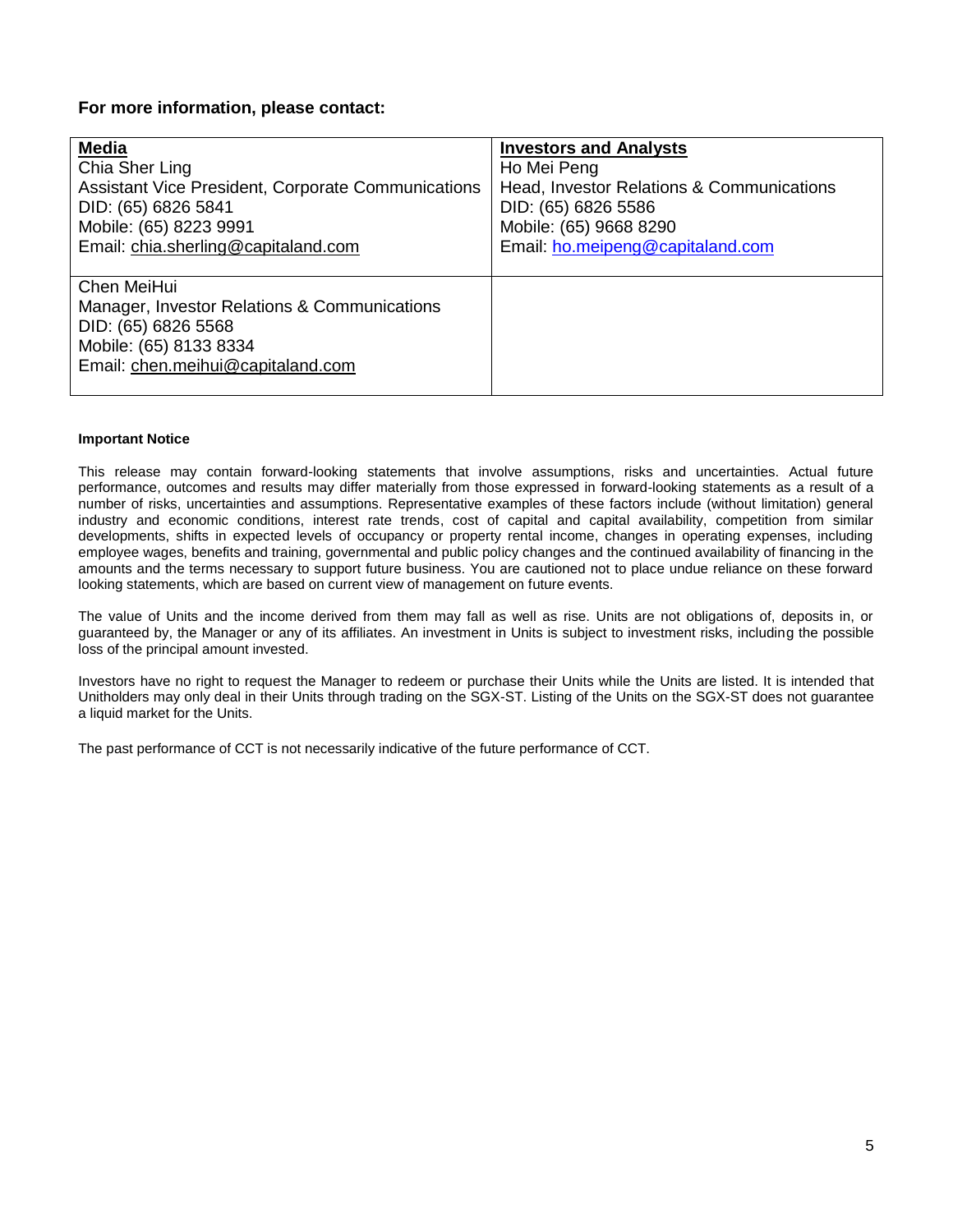**For more information, please contact:**

| | |
|---|---|
| **Media**<br>Chia Sher Ling<br>Assistant Vice President, Corporate Communications<br>DID: (65) 6826 5841<br>Mobile: (65) 8223 9991<br>Email: chia.sherling@capitaland.com | **Investors and Analysts**<br>Ho Mei Peng<br>Head, Investor Relations & Communications<br>DID: (65) 6826 5586<br>Mobile: (65) 9668 8290<br>Email: ho.meipeng@capitaland.com |
| Chen MeiHui<br>Manager, Investor Relations & Communications<br>DID: (65) 6826 5568<br>Mobile: (65) 8133 8334<br>Email: chen.meihui@capitaland.com | |

**Important Notice**

This release may contain forward-looking statements that involve assumptions, risks and uncertainties. Actual future performance, outcomes and results may differ materially from those expressed in forward-looking statements as a result of a number of risks, uncertainties and assumptions. Representative examples of these factors include (without limitation) general industry and economic conditions, interest rate trends, cost of capital and capital availability, competition from similar developments, shifts in expected levels of occupancy or property rental income, changes in operating expenses, including employee wages, benefits and training, governmental and public policy changes and the continued availability of financing in the amounts and the terms necessary to support future business. You are cautioned not to place undue reliance on these forward looking statements, which are based on current view of management on future events.

The value of Units and the income derived from them may fall as well as rise. Units are not obligations of, deposits in, or guaranteed by, the Manager or any of its affiliates. An investment in Units is subject to investment risks, including the possible loss of the principal amount invested.

Investors have no right to request the Manager to redeem or purchase their Units while the Units are listed. It is intended that Unitholders may only deal in their Units through trading on the SGX-ST. Listing of the Units on the SGX-ST does not guarantee a liquid market for the Units.

The past performance of CCT is not necessarily indicative of the future performance of CCT.